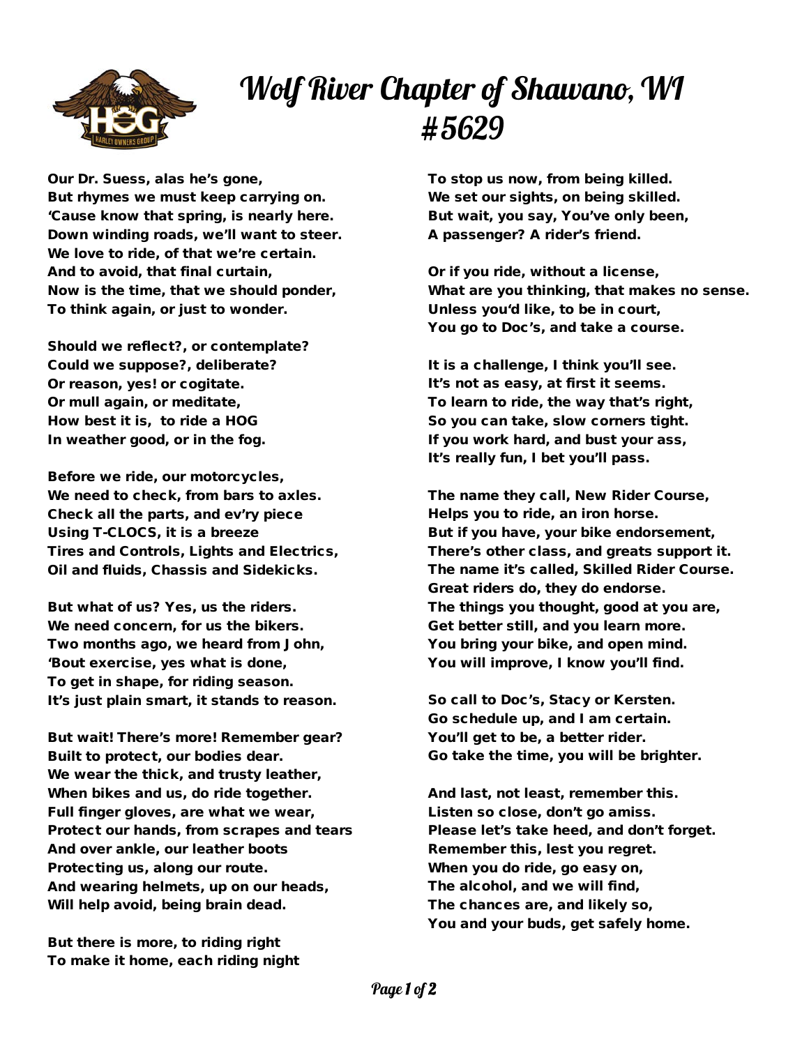# Wolf River Chapter of Shawano, WI #5629

Our Dr. Suess, alas he's gone,
But rhymes we must keep carrying on.
'Cause know that spring, is nearly here.
Down winding roads, we'll want to steer.
We love to ride, of that we're certain.
And to avoid, that final curtain,
Now is the time, that we should ponder,
To think again, or just to wonder.

Should we reflect?, or contemplate?
Could we suppose?, deliberate?
Or reason, yes! or cogitate.
Or mull again, or meditate,
How best it is, to ride a HOG
In weather good, or in the fog.

Before we ride, our motorcycles,
We need to check, from bars to axles.
Check all the parts, and ev'ry piece
Using T-CLOCS, it is a breeze
Tires and Controls, Lights and Electrics,
Oil and fluids, Chassis and Sidekicks.

But what of us? Yes, us the riders.
We need concern, for us the bikers.
Two months ago, we heard from John,
'Bout exercise, yes what is done,
To get in shape, for riding season.
It's just plain smart, it stands to reason.

But wait! There's more! Remember gear?
Built to protect, our bodies dear.
We wear the thick, and trusty leather,
When bikes and us, do ride together.
Full finger gloves, are what we wear,
Protect our hands, from scrapes and tears
And over ankle, our leather boots
Protecting us, along our route.
And wearing helmets, up on our heads,
Will help avoid, being brain dead.

But there is more, to riding right
To make it home, each riding night
To stop us now, from being killed.
We set our sights, on being skilled.
But wait, you say, You've only been,
A passenger? A rider's friend.

Or if you ride, without a license,
What are you thinking, that makes no sense.
Unless you'd like, to be in court,
You go to Doc's, and take a course.

It is a challenge, I think you'll see.
It's not as easy, at first it seems.
To learn to ride, the way that's right,
So you can take, slow corners tight.
If you work hard, and bust your ass,
It's really fun, I bet you'll pass.

The name they call, New Rider Course,
Helps you to ride, an iron horse.
But if you have, your bike endorsement,
There's other class, and greats support it.
The name it's called, Skilled Rider Course.
Great riders do, they do endorse.
The things you thought, good at you are,
Get better still, and you learn more.
You bring your bike, and open mind.
You will improve, I know you'll find.

So call to Doc's, Stacy or Kersten.
Go schedule up, and I am certain.
You'll get to be, a better rider.
Go take the time, you will be brighter.

And last, not least, remember this.
Listen so close, don't go amiss.
Please let's take heed, and don't forget.
Remember this, lest you regret.
When you do ride, go easy on,
The alcohol, and we will find,
The chances are, and likely so,
You and your buds, get safely home.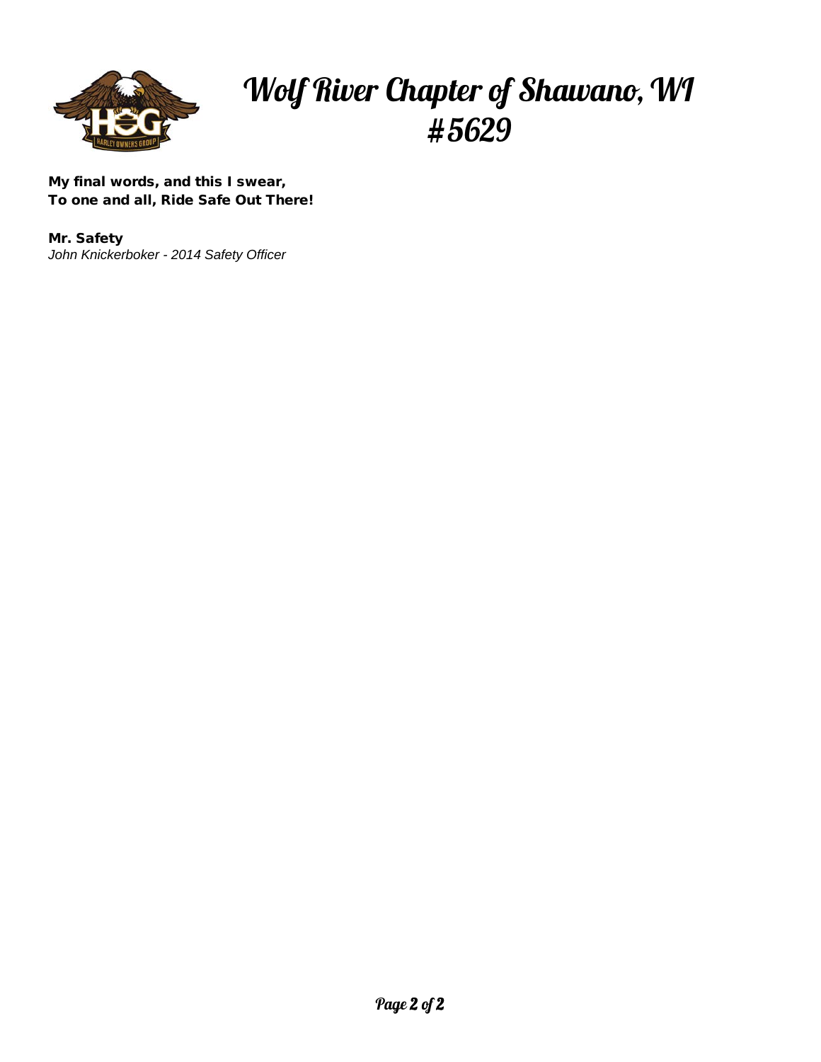# Wolf River Chapter of Shawano, WI #5629

**My final words, and this I swear,**
**To one and all, Ride Safe Out There!**

**Mr. Safety**
*John Knickerboker - 2014 Safety Officer*